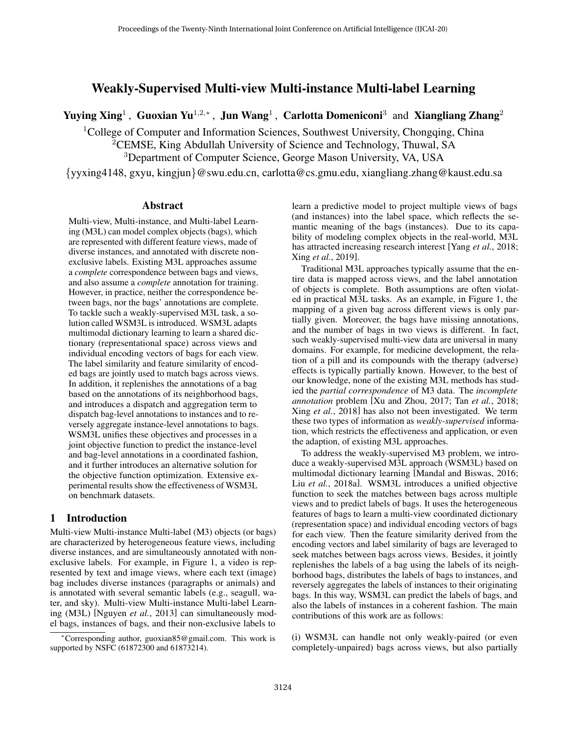# Weakly-Supervised Multi-view Multi-instance Multi-label Learning

**Yuying Xing**[1], **Guoxian Yu**[1,2,*], **Jun Wang**[1], **Carlotta Domeniconi**[3] and **Xiangliang Zhang**[2]

[1]College of Computer and Information Sciences, Southwest University, Chongqing, China
[2]CEMSE, King Abdullah University of Science and Technology, Thuwal, SA
[3]Department of Computer Science, George Mason University, VA, USA

{yyxing4148, gxyu, kingjun}@swu.edu.cn, carlotta@cs.gmu.edu, xiangliang.zhang@kaust.edu.sa

## Abstract

Multi-view, Multi-instance, and Multi-label Learning (M3L) can model complex objects (bags), which are represented with different feature views, made of diverse instances, and annotated with discrete non-exclusive labels. Existing M3L approaches assume a *complete* correspondence between bags and views, and also assume a *complete* annotation for training. However, in practice, neither the correspondence between bags, nor the bags' annotations are complete. To tackle such a weakly-supervised M3L task, a solution called WSM3L is introduced. WSM3L adapts multimodal dictionary learning to learn a shared dictionary (representational space) across views and individual encoding vectors of bags for each view. The label similarity and feature similarity of encoded bags are jointly used to match bags across views. In addition, it replenishes the annotations of a bag based on the annotations of its neighborhood bags, and introduces a dispatch and aggregation term to dispatch bag-level annotations to instances and to reversely aggregate instance-level annotations to bags. WSM3L unifies these objectives and processes in a joint objective function to predict the instance-level and bag-level annotations in a coordinated fashion, and it further introduces an alternative solution for the objective function optimization. Extensive experimental results show the effectiveness of WSM3L on benchmark datasets.

## 1 Introduction

Multi-view Multi-instance Multi-label (M3) objects (or bags) are characterized by heterogeneous feature views, including diverse instances, and are simultaneously annotated with non-exclusive labels. For example, in Figure 1, a video is represented by text and image views, where each text (image) bag includes diverse instances (paragraphs or animals) and is annotated with several semantic labels (e.g., seagull, water, and sky). Multi-view Multi-instance Multi-label Learning (M3L) [Nguyen *et al.*, 2013] can simultaneously model bags, instances of bags, and their non-exclusive labels to learn a predictive model to project multiple views of bags (and instances) into the label space, which reflects the semantic meaning of the bags (instances). Due to its capability of modeling complex objects in the real-world, M3L has attracted increasing research interest [Yang *et al.*, 2018; Xing *et al.*, 2019].

Traditional M3L approaches typically assume that the entire data is mapped across views, and the label annotation of objects is complete. Both assumptions are often violated in practical M3L tasks. As an example, in Figure 1, the mapping of a given bag across different views is only partially given. Moreover, the bags have missing annotations, and the number of bags in two views is different. In fact, such weakly-supervised multi-view data are universal in many domains. For example, for medicine development, the relation of a pill and its compounds with the therapy (adverse) effects is typically partially known. However, to the best of our knowledge, none of the existing M3L methods has studied the *partial correspondence* of M3 data. The *incomplete annotation* problem [Xu and Zhou, 2017; Tan *et al.*, 2018; Xing *et al.*, 2018] has also not been investigated. We term these two types of information as *weakly-supervised* information, which restricts the effectiveness and application, or even the adaption, of existing M3L approaches.

To address the weakly-supervised M3 problem, we introduce a weakly-supervised M3L approach (WSM3L) based on multimodal dictionary learning [Mandal and Biswas, 2016; Liu *et al.*, 2018a]. WSM3L introduces a unified objective function to seek the matches between bags across multiple views and to predict labels of bags. It uses the heterogeneous features of bags to learn a multi-view coordinated dictionary (representation space) and individual encoding vectors of bags for each view. Then the feature similarity derived from the encoding vectors and label similarity of bags are leveraged to seek matches between bags across views. Besides, it jointly replenishes the labels of a bag using the labels of its neighborhood bags, distributes the labels of bags to instances, and reversely aggregates the labels of instances to their originating bags. In this way, WSM3L can predict the labels of bags, and also the labels of instances in a coherent fashion. The main contributions of this work are as follows:

(i) WSM3L can handle not only weakly-paired (or even completely-unpaired) bags across views, but also partially

*Corresponding author, guoxian85@gmail.com. This work is supported by NSFC (61872300 and 61873214).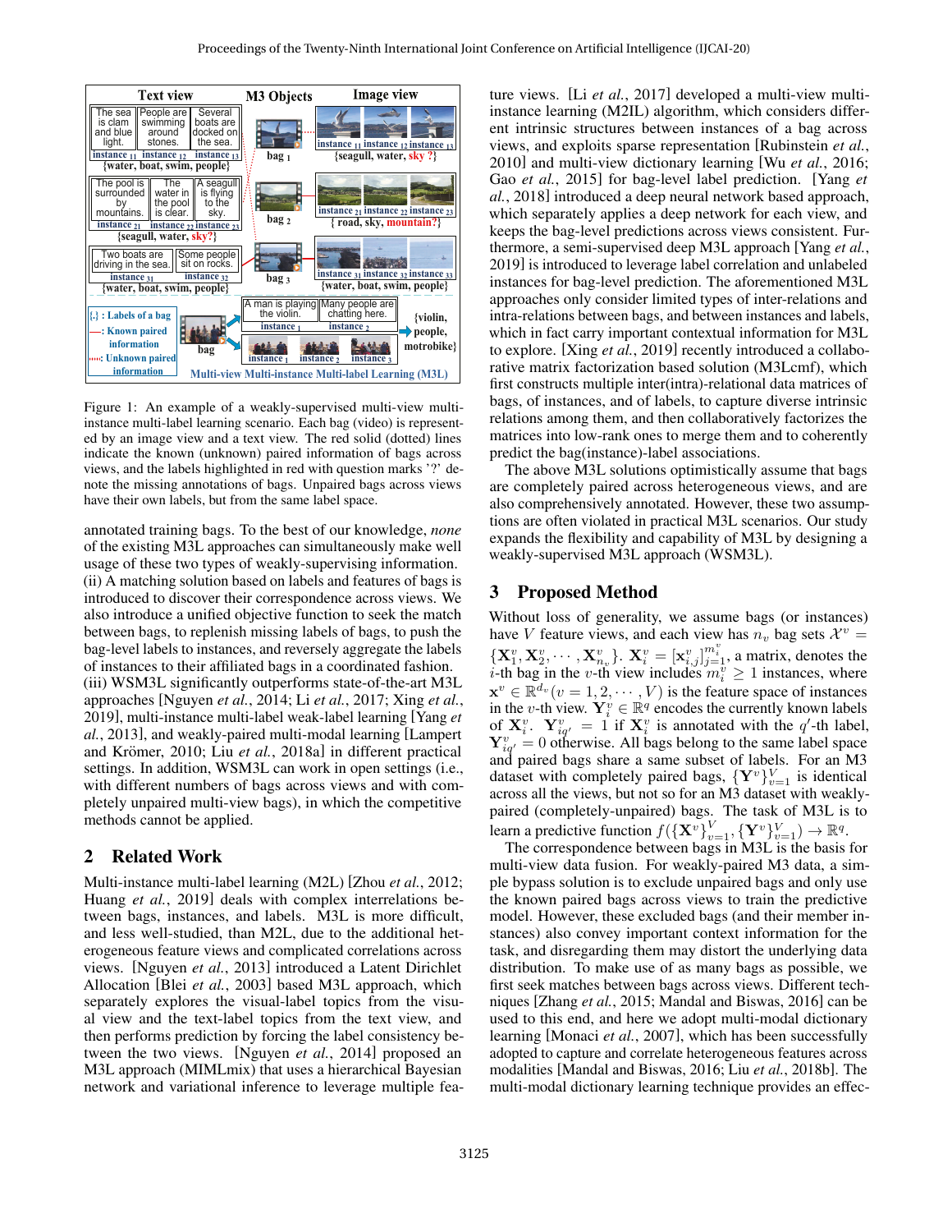Figure 1: An example of a weakly-supervised multi-view multi-instance multi-label learning scenario. Each bag (video) is represented by an image view and a text view. The red solid (dotted) lines indicate the known (unknown) paired information of bags across views, and the labels highlighted in red with question marks '?' denote the missing annotations of bags. Unpaired bags across views have their own labels, but from the same label space.

annotated training bags. To the best of our knowledge, *none* of the existing M3L approaches can simultaneously make well usage of these two types of weakly-supervising information. (ii) A matching solution based on labels and features of bags is introduced to discover their correspondence across views. We also introduce a unified objective function to seek the match between bags, to replenish missing labels of bags, to push the bag-level labels to instances, and reversely aggregate the labels of instances to their affiliated bags in a coordinated fashion. (iii) WSM3L significantly outperforms state-of-the-art M3L approaches [Nguyen *et al.*, 2014; Li *et al.*, 2017; Xing *et al.*, 2019], multi-instance multi-label weak-label learning [Yang *et al.*, 2013], and weakly-paired multi-modal learning [Lampert and Krömer, 2010; Liu *et al.*, 2018a] in different practical settings. In addition, WSM3L can work in open settings (i.e., with different numbers of bags across views and with completely unpaired multi-view bags), in which the competitive methods cannot be applied.

## 2 Related Work

Multi-instance multi-label learning (M2L) [Zhou *et al.*, 2012; Huang *et al.*, 2019] deals with complex interrelations between bags, instances, and labels. M3L is more difficult, and less well-studied, than M2L, due to the additional heterogeneous feature views and complicated correlations across views. [Nguyen *et al.*, 2013] introduced a Latent Dirichlet Allocation [Blei *et al.*, 2003] based M3L approach, which separately explores the visual-label topics from the visual view and the text-label topics from the text view, and then performs prediction by forcing the label consistency between the two views. [Nguyen *et al.*, 2014] proposed an M3L approach (MIMLmix) that uses a hierarchical Bayesian network and variational inference to leverage multiple feature views. [Li *et al.*, 2017] developed a multi-view multi-instance learning (M2IL) algorithm, which considers different intrinsic structures between instances of a bag across views, and exploits sparse representation [Rubinstein *et al.*, 2010] and multi-view dictionary learning [Wu *et al.*, 2016; Gao *et al.*, 2015] for bag-level label prediction. [Yang *et al.*, 2018] introduced a deep neural network based approach, which separately applies a deep network for each view, and keeps the bag-level predictions across views consistent. Furthermore, a semi-supervised deep M3L approach [Yang *et al.*, 2019] is introduced to leverage label correlation and unlabeled instances for bag-level prediction. The aforementioned M3L approaches only consider limited types of inter-relations and intra-relations between bags, and between instances and labels, which in fact carry important contextual information for M3L to explore. [Xing *et al.*, 2019] recently introduced a collaborative matrix factorization based solution (M3Lcmf), which first constructs multiple inter(intra)-relational data matrices of bags, of instances, and of labels, to capture diverse intrinsic relations among them, and then collaboratively factorizes the matrices into low-rank ones to merge them and to coherently predict the bag(instance)-label associations.

The above M3L solutions optimistically assume that bags are completely paired across heterogeneous views, and are also comprehensively annotated. However, these two assumptions are often violated in practical M3L scenarios. Our study expands the flexibility and capability of M3L by designing a weakly-supervised M3L approach (WSM3L).

## 3 Proposed Method

Without loss of generality, we assume bags (or instances) have $V$ feature views, and each view has $n_v$ bag sets $\mathcal{X}^v = \{\mathbf{X}_1^v, \mathbf{X}_2^v, \cdots, \mathbf{X}_{n_v}^v\}$. $\mathbf{X}_i^v = [\mathbf{x}_{i,j}^v]_{j=1}^{m_i^v}$, a matrix, denotes the $i$-th bag in the $v$-th view includes $m_i^v \geq 1$ instances, where $\mathbf{x}^v \in \mathbb{R}^{d_v}(v = 1, 2, \cdots, V)$ is the feature space of instances in the $v$-th view. $\mathbf{Y}_i^v \in \mathbb{R}^q$ encodes the currently known labels of $\mathbf{X}_i^v$. $\mathbf{Y}_{iq'}^v = 1$ if $\mathbf{X}_i^v$ is annotated with the $q'$-th label, $\mathbf{Y}_{iq'}^v = 0$ otherwise. All bags belong to the same label space and paired bags share a same subset of labels. For an M3 dataset with completely paired bags, $\{\mathbf{Y}^v\}_{v=1}^V$ is identical across all the views, but not so for an M3 dataset with weakly-paired (completely-unpaired) bags. The task of M3L is to learn a predictive function $f(\{\mathbf{X}^v\}_{v=1}^V, \{\mathbf{Y}^v\}_{v=1}^V) \rightarrow \mathbb{R}^q$.

The correspondence between bags in M3L is the basis for multi-view data fusion. For weakly-paired M3 data, a simple bypass solution is to exclude unpaired bags and only use the known paired bags across views to train the predictive model. However, these excluded bags (and their member instances) also convey important context information for the task, and disregarding them may distort the underlying data distribution. To make use of as many bags as possible, we first seek matches between bags across views. Different techniques [Zhang *et al.*, 2015; Mandal and Biswas, 2016] can be used to this end, and here we adopt multi-modal dictionary learning [Monaci *et al.*, 2007], which has been successfully adopted to capture and correlate heterogeneous features across modalities [Mandal and Biswas, 2016; Liu *et al.*, 2018b]. The multi-modal dictionary learning technique provides an effec-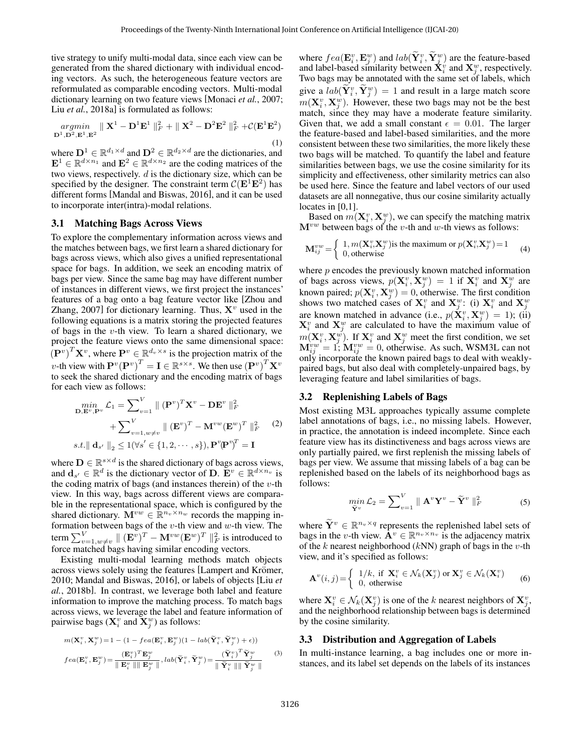tive strategy to unify multi-modal data, since each view can be generated from the shared dictionary with individual encoding vectors. As such, the heterogeneous feature vectors are reformulated as comparable encoding vectors. Multi-modal dictionary learning on two feature views [Monaci *et al.*, 2007; Liu *et al.*, 2018a] is formulated as follows:

$$\underset{\mathbf{D}^1,\mathbf{D}^2,\mathbf{E}^1,\mathbf{E}^2}{argmin} \parallel \mathbf{X}^1 - \mathbf{D}^1\mathbf{E}^1 \parallel_F^2 + \parallel \mathbf{X}^2 - \mathbf{D}^2\mathbf{E}^2 \parallel_F^2 + \mathcal{C}(\mathbf{E}^1\mathbf{E}^2) \tag{1}$$

where $\mathbf{D}^1 \in \mathbb{R}^{d_1 \times d}$ and $\mathbf{D}^2 \in \mathbb{R}^{d_2 \times d}$ are the dictionaries, and $\mathbf{E}^1 \in \mathbb{R}^{d \times n_1}$ and $\mathbf{E}^2 \in \mathbb{R}^{d \times n_2}$ are the coding matrices of the two views, respectively. $d$ is the dictionary size, which can be specified by the designer. The constraint term $\mathcal{C}(\mathbf{E}^1\mathbf{E}^2)$ has different forms [Mandal and Biswas, 2016], and it can be used to incorporate inter(intra)-modal relations.

### 3.1 Matching Bags Across Views

To explore the complementary information across views and the matches between bags, we first learn a shared dictionary for bags across views, which also gives a unified representational space for bags. In addition, we seek an encoding matrix of bags per view. Since the same bag may have different number of instances in different views, we first project the instances' features of a bag onto a bag feature vector like [Zhou and Zhang, 2007] for dictionary learning. Thus, $\mathbf{X}^v$ used in the following equations is a matrix storing the projected features of bags in the $v$-th view. To learn a shared dictionary, we project the feature views onto the same dimensional space: $(\mathbf{P}^v)^T\mathbf{X}^v$, where $\mathbf{P}^v \in \mathbb{R}^{d_v \times s}$ is the projection matrix of the $v$-th view with $\mathbf{P}^v(\mathbf{P}^v)^T = \mathbf{I} \in \mathbb{R}^{s \times s}$. We then use $(\mathbf{P}^v)^T\mathbf{X}^v$ to seek the shared dictionary and the encoding matrix of bags for each view as follows:

$$\begin{aligned}
\min_{\mathbf{D},\mathbf{E}^v,\mathbf{P}^v} \mathcal{L}_1 = & \sum\nolimits_{v=1}^{V} \parallel (\mathbf{P}^v)^T\mathbf{X}^v - \mathbf{D}\mathbf{E}^v \parallel_F^2 \\
& + \sum\nolimits_{v=1,w\neq v}^{V} \parallel (\mathbf{E}^v)^T - \mathbf{M}^{vw}(\mathbf{E}^w)^T \parallel_F^2 \\
s.t. & \parallel \mathbf{d}_{s'} \parallel_2 \leq 1 (\forall s' \in \{1,2,\cdots,s\}), \mathbf{P}^v (\mathbf{P}^v)^T = \mathbf{I}
\end{aligned} \tag{2}$$

where $\mathbf{D} \in \mathbb{R}^{s \times d}$ is the shared dictionary of bags across views, and $\mathbf{d}_{s'} \in \mathbb{R}^d$ is the dictionary vector of $\mathbf{D}$. $\mathbf{E}^v \in \mathbb{R}^{d \times n_v}$ is the coding matrix of bags (and instances therein) of the $v$-th view. In this way, bags across different views are comparable in the representational space, which is configured by the shared dictionary. $\mathbf{M}^{vw} \in \mathbb{R}^{n_v \times n_w}$ records the mapping information between bags of the $v$-th view and $w$-th view. The term $\sum_{v=1,w\neq v}^{V} \parallel (\mathbf{E}^v)^T - \mathbf{M}^{vw}(\mathbf{E}^w)^T \parallel_F^2$ is introduced to force matched bags having similar encoding vectors.

Existing multi-modal learning methods match objects across views solely using the features [Lampert and Krömer, 2010; Mandal and Biswas, 2016], or labels of objects [Liu *et al.*, 2018b]. In contrast, we leverage both label and feature information to improve the matching process. To match bags across views, we leverage the label and feature information of pairwise bags ($\mathbf{X}_i^v$ and $\mathbf{X}_j^w$) as follows:

$$\begin{aligned}
& m(\mathbf{X}_i^v, \mathbf{X}_j^w) = 1 - (1 - fea(\mathbf{E}_i^v, \mathbf{E}_j^w)(1 - lab(\widetilde{\mathbf{Y}}_i^v, \widetilde{\mathbf{Y}}_j^w) + \epsilon)) \\
& fea(\mathbf{E}_i^v, \mathbf{E}_j^w) = \frac{(\mathbf{E}_i^v)^T\mathbf{E}_j^w}{\parallel \mathbf{E}_i^v \parallel \parallel \mathbf{E}_j^w \parallel}, lab(\widetilde{\mathbf{Y}}_i^v, \widetilde{\mathbf{Y}}_j^w) = \frac{(\widetilde{\mathbf{Y}}_i^v)^T\widetilde{\mathbf{Y}}_j^w}{\parallel \widetilde{\mathbf{Y}}_i^v \parallel \parallel \widetilde{\mathbf{Y}}_j^w \parallel}
\end{aligned} \tag{3}$$

where $fea(\mathbf{E}_i^v, \mathbf{E}_j^w)$ and $lab(\widetilde{\mathbf{Y}}_i^v, \widetilde{\mathbf{Y}}_j^w)$ are the feature-based and label-based similarity between $\mathbf{X}_i^v$ and $\mathbf{X}_j^w$, respectively. Two bags may be annotated with the same set of labels, which give a $lab(\widetilde{\mathbf{Y}}_i^v, \widetilde{\mathbf{Y}}_j^w) = 1$ and result in a large match score $m(\mathbf{X}_i^v, \mathbf{X}_j^w)$. However, these two bags may not be the best match, since they may have a moderate feature similarity. Given that, we add a small constant $\epsilon = 0.01$. The larger the feature-based and label-based similarities, and the more consistent between these two similarities, the more likely these two bags will be matched. To quantify the label and feature similarities between bags, we use the cosine similarity for its simplicity and effectiveness, other similarity metrics can also be used here. Since the feature and label vectors of our used datasets are all nonnegative, thus our cosine similarity actually locates in [0,1].

Based on $m(\mathbf{X}_i^v, \mathbf{X}_j^w)$, we can specify the matching matrix $\mathbf{M}^{vw}$ between bags of the $v$-th and $w$-th views as follows:

$$\mathbf{M}_{ij}^{vw} = \begin{cases} 1, m(\mathbf{X}_i^v, \mathbf{X}_j^w) \text{is the maximum or } p(\mathbf{X}_i^v, \mathbf{X}_j^w) = 1 \\ 0, \text{otherwise} \end{cases} \tag{4}$$

where $p$ encodes the previously known matched information of bags across views, $p(\mathbf{X}_i^v, \mathbf{X}_j^w) = 1$ if $\mathbf{X}_i^v$ and $\mathbf{X}_j^w$ are known paired; $p(\mathbf{X}_i^v, \mathbf{X}_j^w) = 0$, otherwise. The first condition shows two matched cases of $\mathbf{X}_i^v$ and $\mathbf{X}_j^w$: (i) $\mathbf{X}_i^v$ and $\mathbf{X}_j^w$ are known matched in advance (i.e., $p(\mathbf{X}_i^v, \mathbf{X}_j^w) = 1$); (ii) $\mathbf{X}_i^v$ and $\mathbf{X}_j^w$ are calculated to have the maximum value of $m(\mathbf{X}_i^v, \mathbf{X}_j^w)$. If $\mathbf{X}_i^v$ and $\mathbf{X}_j^w$ meet the first condition, we set $\mathbf{M}_{ij}^{vw} = 1$; $\mathbf{M}_{ij}^{vw} = 0$, otherwise. As such, WSM3L can not only incorporate the known paired bags to deal with weakly-paired bags, but also deal with completely-unpaired bags, by leveraging feature and label similarities of bags.

### 3.2 Replenishing Labels of Bags

Most existing M3L approaches typically assume complete label annotations of bags, i.e., no missing labels. However, in practice, the annotation is indeed incomplete. Since each feature view has its distinctiveness and bags across views are only partially paired, we first replenish the missing labels of bags per view. We assume that missing labels of a bag can be replenished based on the labels of its neighborhood bags as follows:

$$\min_{\widetilde{\mathbf{Y}}^v} \mathcal{L}_2 = \sum\nolimits_{v=1}^{V} \parallel \mathbf{A}^v\mathbf{Y}^v - \widetilde{\mathbf{Y}}^v \parallel_F^2 \tag{5}$$

where $\widetilde{\mathbf{Y}}^v \in \mathbb{R}^{n_v \times q}$ represents the replenished label sets of bags in the $v$-th view. $\mathbf{A}^v \in \mathbb{R}^{n_v \times n_v}$ is the adjacency matrix of the $k$ nearest neighborhood ($k$NN) graph of bags in the $v$-th view, and it's specified as follows:

$$\mathbf{A}^v(i,j) = \begin{cases} 1/k, \text{ if } \mathbf{X}_i^v \in \mathcal{N}_k(\mathbf{X}_j^v) \text{ or } \mathbf{X}_j^v \in \mathcal{N}_k(\mathbf{X}_i^v) \\ 0, \text{ otherwise} \end{cases} \tag{6}$$

where $\mathbf{X}_i^v \in \mathcal{N}_k(\mathbf{X}_j^v)$ is one of the $k$ nearest neighbors of $\mathbf{X}_j^v$, and the neighborhood relationship between bags is determined by the cosine similarity.

### 3.3 Distribution and Aggregation of Labels

In multi-instance learning, a bag includes one or more instances, and its label set depends on the labels of its instances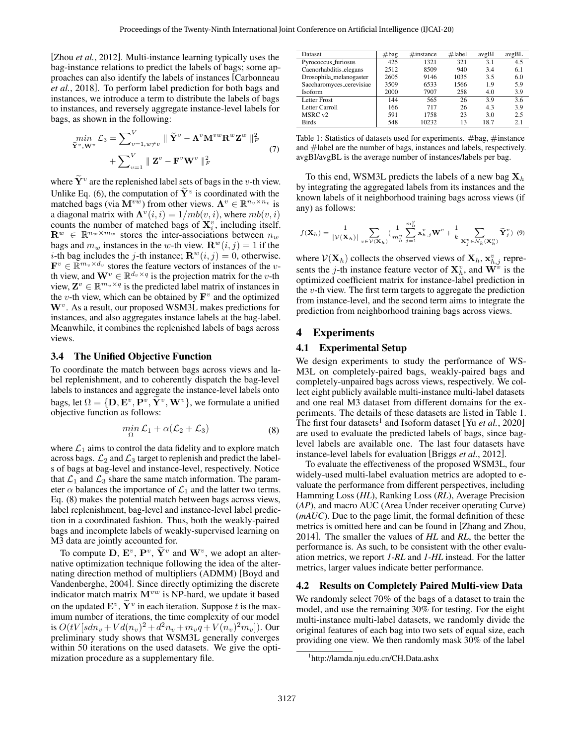[Zhou *et al.*, 2012]. Multi-instance learning typically uses the bag-instance relations to predict the labels of bags; some approaches can also identify the labels of instances [Carbonneau *et al.*, 2018]. To perform label prediction for both bags and instances, we introduce a term to distribute the labels of bags to instances, and reversely aggregate instance-level labels for bags, as shown in the following:

$$\min_{\widetilde{\mathbf{Y}}^v, \mathbf{W}^v} \mathcal{L}_3 = \sum_{v=1, w \neq v}^{V} \| \widetilde{\mathbf{Y}}^v - \mathbf{\Lambda}^v \mathbf{M}^{vw} \mathbf{R}^w \mathbf{Z}^w \|_F^2 + \sum_{v=1}^{V} \| \mathbf{Z}^v - \mathbf{F}^v \mathbf{W}^v \|_F^2 \tag{7}$$

where $\widetilde{\mathbf{Y}}^v$ are the replenished label sets of bags in the $v$-th view. Unlike Eq. (6), the computation of $\widetilde{\mathbf{Y}}^v$ is coordinated with the matched bags (via $\mathbf{M}^{vw}$) from other views. $\mathbf{\Lambda}^v \in \mathbb{R}^{n_v \times n_v}$ is a diagonal matrix with $\mathbf{\Lambda}^v(i,i) = 1/mb(v,i)$, where $mb(v,i)$ counts the number of matched bags of $\mathbf{X}_i^v$, including itself. $\mathbf{R}^w \in \mathbb{R}^{n_w \times m_w}$ stores the inter-associations between $n_w$ bags and $m_w$ instances in the $w$-th view. $\mathbf{R}^w(i,j) = 1$ if the $i$-th bag includes the $j$-th instance; $\mathbf{R}^w(i,j) = 0$, otherwise. $\mathbf{F}^v \in \mathbb{R}^{m_v \times d_v}$ stores the feature vectors of instances of the $v$-th view, and $\mathbf{W}^v \in \mathbb{R}^{d_v \times q}$ is the projection matrix for the $v$-th view, $\mathbf{Z}^v \in \mathbb{R}^{m_v \times q}$ is the predicted label matrix of instances in the $v$-th view, which can be obtained by $\mathbf{F}^v$ and the optimized $\mathbf{W}^v$. As a result, our proposed WSM3L makes predictions for instances, and also aggregates instance labels at the bag-label. Meanwhile, it combines the replenished labels of bags across views.

### 3.4 The Unified Objective Function

To coordinate the match between bags across views and label replenishment, and to coherently dispatch the bag-level labels to instances and aggregate the instance-level labels onto bags, let $\Omega = \{\mathbf{D}, \mathbf{E}^v, \mathbf{P}^v, \widetilde{\mathbf{Y}}^v, \mathbf{W}^v\}$, we formulate a unified objective function as follows:

$$\min_{\Omega} \mathcal{L}_1 + \alpha(\mathcal{L}_2 + \mathcal{L}_3) \tag{8}$$

where $\mathcal{L}_1$ aims to control the data fidelity and to explore match across bags. $\mathcal{L}_2$ and $\mathcal{L}_3$ target to replenish and predict the labels of bags at bag-level and instance-level, respectively. Notice that $\mathcal{L}_1$ and $\mathcal{L}_3$ share the same match information. The parameter $\alpha$ balances the importance of $\mathcal{L}_1$ and the latter two terms. Eq. (8) makes the potential match between bags across views, label replenishment, bag-level and instance-level label prediction in a coordinated fashion. Thus, both the weakly-paired bags and incomplete labels of weakly-supervised learning on M3 data are jointly accounted for.

To compute $\mathbf{D}$, $\mathbf{E}^v$, $\mathbf{P}^v$, $\widetilde{\mathbf{Y}}^v$ and $\mathbf{W}^v$, we adopt an alternative optimization technique following the idea of the alternating direction method of multipliers (ADMM) [Boyd and Vandenberghe, 2004]. Since directly optimizing the discrete indicator match matrix $\mathbf{M}^{vw}$ is NP-hard, we update it based on the updated $\mathbf{E}^v$, $\widetilde{\mathbf{Y}}^v$ in each iteration. Suppose $t$ is the maximum number of iterations, the time complexity of our model is $O(tV[sdn_v + Vd(n_v)^2 + d^2 n_v + m_v q + V(n_v)^2 m_v])$. Our preliminary study shows that WSM3L generally converges within 50 iterations on the used datasets. We give the optimization procedure as a supplementary file.

| Dataset | #bag | #instance | #label | avgBI | avgBL |
|---|---|---|---|---|---|
| Pyrococcus_furiosus | 425 | 1321 | 321 | 3.1 | 4.5 |
| Caenorhabditis_elegans | 2512 | 8509 | 940 | 3.4 | 6.1 |
| Drosophila_melanogaster | 2605 | 9146 | 1035 | 3.5 | 6.0 |
| Saccharomyces_cerevisiae | 3509 | 6533 | 1566 | 1.9 | 5.9 |
| Isoform | 2000 | 7907 | 258 | 4.0 | 3.9 |
| Letter Frost | 144 | 565 | 26 | 3.9 | 3.6 |
| Letter Carroll | 166 | 717 | 26 | 4.3 | 3.9 |
| MSRC v2 | 591 | 1758 | 23 | 3.0 | 2.5 |
| Birds | 548 | 10232 | 13 | 18.7 | 2.1 |

Table 1: Statistics of datasets used for experiments. #bag, #instance and #label are the number of bags, instances and labels, respectively. avgBI/avgBL is the average number of instances/labels per bag.

To this end, WSM3L predicts the labels of a new bag $\mathbf{X}_h$ by integrating the aggregated labels from its instances and the known labels of it neighborhood training bags across views (if any) as follows:

$$f(\mathbf{X}_h) = \frac{1}{|\mathcal{V}(\mathbf{X}_h)|} \sum_{v \in \mathcal{V}(\mathbf{X}_h)} \left( \frac{1}{m_h^v} \sum_{j=1}^{m_h^v} \mathbf{x}_{h,j}^v \mathbf{W}^v + \frac{1}{k} \sum_{\mathbf{X}_j^v \in \mathcal{N}_k(\mathbf{X}_h^v)} \widetilde{\mathbf{Y}}_j^v \right) \tag{9}$$

where $\mathcal{V}(\mathbf{X}_h)$ collects the observed views of $\mathbf{X}_h$, $\mathbf{x}_{h,j}^v$ represents the $j$-th instance feature vector of $\mathbf{X}_h^v$, and $\mathbf{W}^v$ is the optimized coefficient matrix for instance-label prediction in the $v$-th view. The first term targets to aggregate the prediction from instance-level, and the second term aims to integrate the prediction from neighborhood training bags across views.

## 4 Experiments

### 4.1 Experimental Setup

We design experiments to study the performance of WSM3L on completely-paired bags, weakly-paired bags and completely-unpaired bags across views, respectively. We collect eight publicly available multi-instance multi-label datasets and one real M3 dataset from different domains for the experiments. The details of these datasets are listed in Table 1. The first four datasets[1] and Isoform dataset [Yu *et al.*, 2020] are used to evaluate the predicted labels of bags, since bag-level labels are available one. The last four datasets have instance-level labels for evaluation [Briggs *et al.*, 2012].

To evaluate the effectiveness of the proposed WSM3L, four widely-used multi-label evaluation metrics are adopted to evaluate the performance from different perspectives, including Hamming Loss (*HL*), Ranking Loss (*RL*), Average Precision (*AP*), and macro AUC (Area Under receiver operating Curve) (*mAUC*). Due to the page limit, the formal definition of these metrics is omitted here and can be found in [Zhang and Zhou, 2014]. The smaller the values of *HL* and *RL*, the better the performance is. As such, to be consistent with the other evaluation metrics, we report *1-RL* and *1-HL* instead. For the latter metrics, larger values indicate better performance.

### 4.2 Results on Completely Paired Multi-view Data

We randomly select 70% of the bags of a dataset to train the model, and use the remaining 30% for testing. For the eight multi-instance multi-label datasets, we randomly divide the original features of each bag into two sets of equal size, each providing one view. We then randomly mask 30% of the label

[1] http://lamda.nju.edu.cn/CH.Data.ashx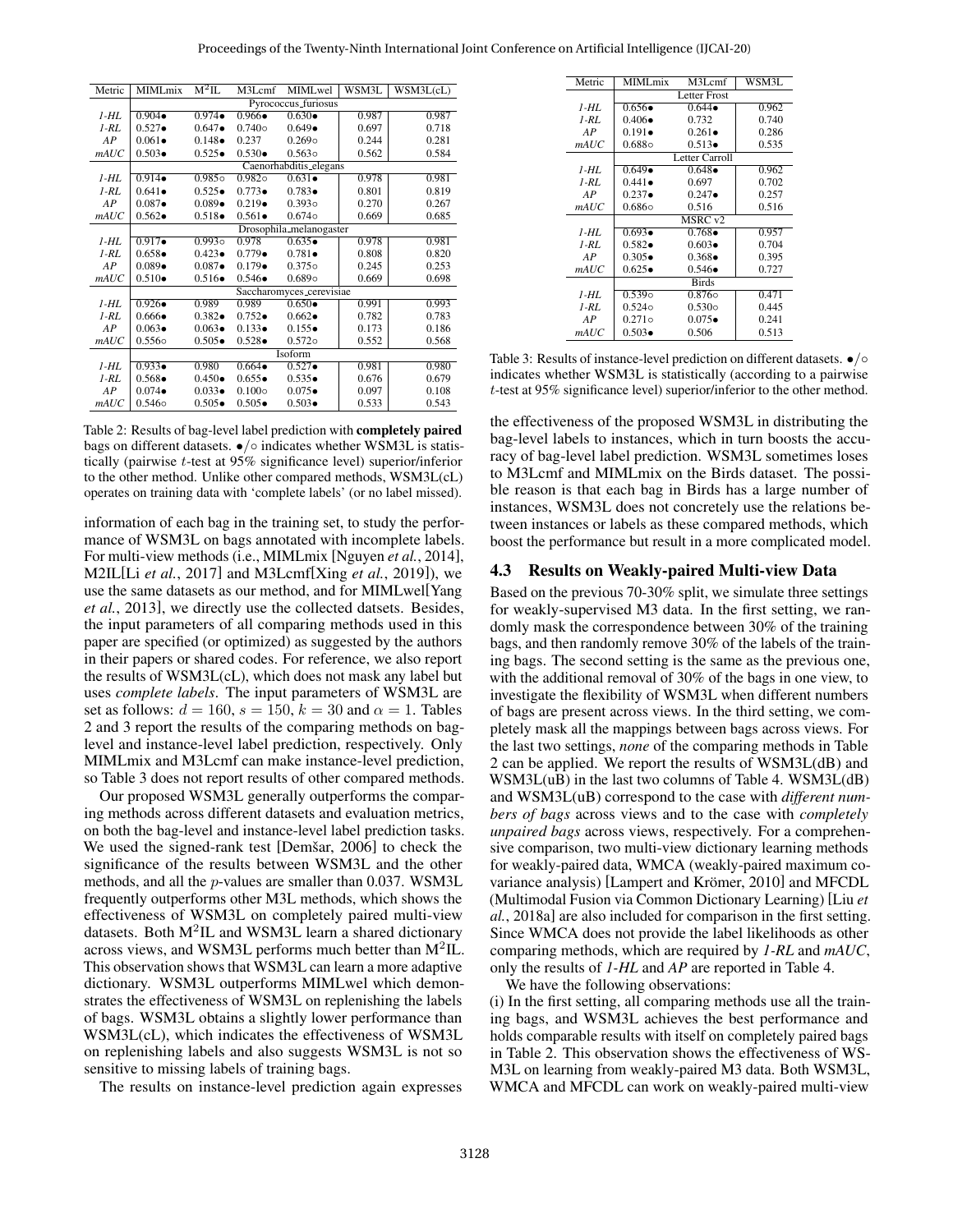| Metric | MIMLmix | $M^2$IL | M3Lcmf | MIMLwel | WSM3L | WSM3L(cL) |
|---|---|---|---|---|---|---|
| | Pyrococcus_furiosus | | | | | |
| *1-HL* | 0.904• | 0.974• | 0.966• | 0.630• | 0.987 | 0.987 |
| *1-RL* | 0.527• | 0.647• | 0.740◦ | 0.649• | 0.697 | 0.718 |
| *AP* | 0.061• | 0.148• | 0.237 | 0.269◦ | 0.244 | 0.281 |
| *mAUC* | 0.503• | 0.525• | 0.530• | 0.563◦ | 0.562 | 0.584 |
| | Caenorhabditis_elegans | | | | | |
| *1-HL* | 0.914• | 0.985◦ | 0.982◦ | 0.631• | 0.978 | 0.981 |
| *1-RL* | 0.641• | 0.525• | 0.773• | 0.783• | 0.801 | 0.819 |
| *AP* | 0.087• | 0.089• | 0.219• | 0.393◦ | 0.270 | 0.267 |
| *mAUC* | 0.562• | 0.518• | 0.561• | 0.674◦ | 0.669 | 0.685 |
| | Drosophila_melanogaster | | | | | |
| *1-HL* | 0.917• | 0.993◦ | 0.978 | 0.635• | 0.978 | 0.981 |
| *1-RL* | 0.658• | 0.423• | 0.779• | 0.781• | 0.808 | 0.820 |
| *AP* | 0.089• | 0.087• | 0.179• | 0.375◦ | 0.245 | 0.253 |
| *mAUC* | 0.510• | 0.516• | 0.546• | 0.689◦ | 0.669 | 0.698 |
| | Saccharomyces_cerevisiae | | | | | |
| *1-HL* | 0.926• | 0.989 | 0.989 | 0.650• | 0.991 | 0.993 |
| *1-RL* | 0.666• | 0.382• | 0.752• | 0.662• | 0.782 | 0.783 |
| *AP* | 0.063• | 0.063• | 0.133• | 0.155• | 0.173 | 0.186 |
| *mAUC* | 0.556◦ | 0.505• | 0.528• | 0.572◦ | 0.552 | 0.568 |
| | Isoform | | | | | |
| *1-HL* | 0.933• | 0.980 | 0.664• | 0.527• | 0.981 | 0.980 |
| *1-RL* | 0.568• | 0.450• | 0.655• | 0.535• | 0.676 | 0.679 |
| *AP* | 0.074• | 0.033• | 0.100◦ | 0.075• | 0.097 | 0.108 |
| *mAUC* | 0.546◦ | 0.505• | 0.505• | 0.503• | 0.533 | 0.543 |

Table 2: Results of bag-level label prediction with **completely paired** bags on different datasets. •/◦ indicates whether WSM3L is statistically (pairwise $t$-test at 95% significance level) superior/inferior to the other method. Unlike other compared methods, WSM3L(cL) operates on training data with 'complete labels' (or no label missed).

| Metric | MIMLmix | M3Lcmf | WSM3L |
|---|---|---|---|
| | Letter Frost | | |
| *1-HL* | 0.656• | 0.644• | 0.962 |
| *1-RL* | 0.406• | 0.732 | 0.740 |
| *AP* | 0.191• | 0.261• | 0.286 |
| *mAUC* | 0.688◦ | 0.513• | 0.535 |
| | Letter Carroll | | |
| *1-HL* | 0.649• | 0.648• | 0.962 |
| *1-RL* | 0.441• | 0.697 | 0.702 |
| *AP* | 0.237• | 0.247• | 0.257 |
| *mAUC* | 0.686◦ | 0.516 | 0.516 |
| | MSRC v2 | | |
| *1-HL* | 0.693• | 0.768• | 0.957 |
| *1-RL* | 0.582• | 0.603• | 0.704 |
| *AP* | 0.305• | 0.368• | 0.395 |
| *mAUC* | 0.625• | 0.546• | 0.727 |
| | Birds | | |
| *1-HL* | 0.539◦ | 0.876◦ | 0.471 |
| *1-RL* | 0.524◦ | 0.530◦ | 0.445 |
| *AP* | 0.271◦ | 0.075• | 0.241 |
| *mAUC* | 0.503• | 0.506 | 0.513 |

Table 3: Results of instance-level prediction on different datasets. •/◦ indicates whether WSM3L is statistically (according to a pairwise $t$-test at 95% significance level) superior/inferior to the other method.

information of each bag in the training set, to study the performance of WSM3L on bags annotated with incomplete labels. For multi-view methods (i.e., MIMLmix [Nguyen *et al.*, 2014], M2IL[Li *et al.*, 2017] and M3Lcmf[Xing *et al.*, 2019]), we use the same datasets as our method, and for MIMLwel[Yang *et al.*, 2013], we directly use the collected datsets. Besides, the input parameters of all comparing methods used in this paper are specified (or optimized) as suggested by the authors in their papers or shared codes. For reference, we also report the results of WSM3L(cL), which does not mask any label but uses *complete labels*. The input parameters of WSM3L are set as follows: $d = 160$, $s = 150$, $k = 30$ and $\alpha = 1$. Tables 2 and 3 report the results of the comparing methods on bag-level and instance-level label prediction, respectively. Only MIMLmix and M3Lcmf can make instance-level prediction, so Table 3 does not report results of other compared methods.

Our proposed WSM3L generally outperforms the comparing methods across different datasets and evaluation metrics, on both the bag-level and instance-level label prediction tasks. We used the signed-rank test [Demšar, 2006] to check the significance of the results between WSM3L and the other methods, and all the $p$-values are smaller than 0.037. WSM3L frequently outperforms other M3L methods, which shows the effectiveness of WSM3L on completely paired multi-view datasets. Both $M^2$IL and WSM3L learn a shared dictionary across views, and WSM3L performs much better than $M^2$IL. This observation shows that WSM3L can learn a more adaptive dictionary. WSM3L outperforms MIMLwel which demonstrates the effectiveness of WSM3L on replenishing the labels of bags. WSM3L obtains a slightly lower performance than WSM3L(cL), which indicates the effectiveness of WSM3L on replenishing labels and also suggests WSM3L is not so sensitive to missing labels of training bags.

The results on instance-level prediction again expresses the effectiveness of the proposed WSM3L in distributing the bag-level labels to instances, which in turn boosts the accuracy of bag-level label prediction. WSM3L sometimes loses to M3Lcmf and MIMLmix on the Birds dataset. The possible reason is that each bag in Birds has a large number of instances, WSM3L does not concretely use the relations between instances or labels as these compared methods, which boost the performance but result in a more complicated model.

### 4.3 Results on Weakly-paired Multi-view Data

Based on the previous 70-30% split, we simulate three settings for weakly-supervised M3 data. In the first setting, we randomly mask the correspondence between 30% of the training bags, and then randomly remove 30% of the labels of the training bags. The second setting is the same as the previous one, with the additional removal of 30% of the bags in one view, to investigate the flexibility of WSM3L when different numbers of bags are present across views. In the third setting, we completely mask all the mappings between bags across views. For the last two settings, *none* of the comparing methods in Table 2 can be applied. We report the results of WSM3L(dB) and WSM3L(uB) in the last two columns of Table 4. WSM3L(dB) and WSM3L(uB) correspond to the case with *different numbers of bags* across views and to the case with *completely unpaired bags* across views, respectively. For a comprehensive comparison, two multi-view dictionary learning methods for weakly-paired data, WMCA (weakly-paired maximum covariance analysis) [Lampert and Krömer, 2010] and MFCDL (Multimodal Fusion via Common Dictionary Learning) [Liu *et al.*, 2018a] are also included for comparison in the first setting. Since WMCA does not provide the label likelihoods as other comparing methods, which are required by *1-RL* and *mAUC*, only the results of *1-HL* and *AP* are reported in Table 4.

We have the following observations:

(i) In the first setting, all comparing methods use all the training bags, and WSM3L achieves the best performance and holds comparable results with itself on completely paired bags in Table 2. This observation shows the effectiveness of WSM3L on learning from weakly-paired M3 data. Both WSM3L, WMCA and MFCDL can work on weakly-paired multi-view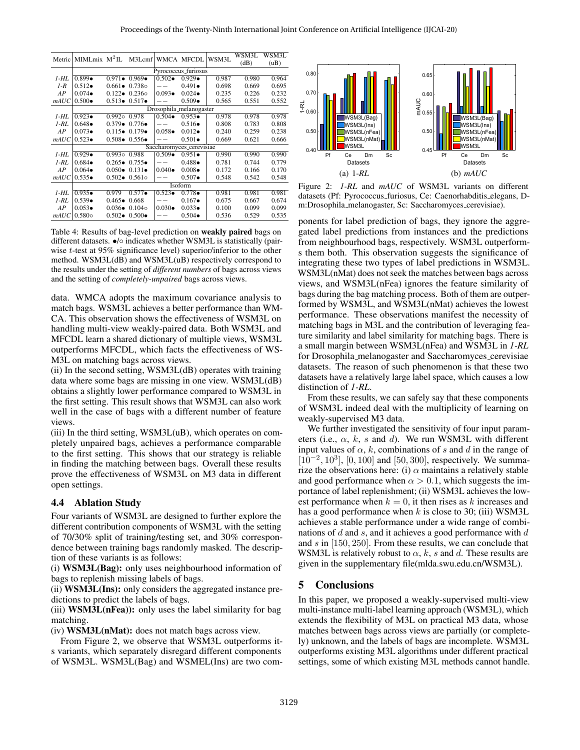| Metric | MIMLmix | $M^2IL$ | M3Lcmf | WMCA | MFCDL | WSM3L | WSM3L (dB) | WSM3L (uB) |
|---|---|---|---|---|---|---|---|---|
| | Pyrococcus_furiosus | | | | | | | |
| *1-HL* | 0.899• | 0.971• | 0.969• | 0.502• | 0.929• | 0.987 | 0.980 | 0.964 |
| *1-R* | 0.512• | 0.661• | 0.738○ | −− | 0.491• | 0.698 | 0.669 | 0.695 |
| *AP* | 0.074• | 0.122• | 0.236○ | 0.093• | 0.024• | 0.235 | 0.226 | 0.232 |
| *mAUC* | 0.500• | 0.513• | 0.517• | −− | 0.509• | 0.565 | 0.551 | 0.552 |
| | Drosophila_melanogaster | | | | | | | |
| *1-HL* | 0.923• | 0.992○ | 0.978 | 0.504• | 0.953• | 0.978 | 0.978 | 0.978 |
| *1-RL* | 0.648• | 0.379• | 0.776• | −− | 0.516• | 0.808 | 0.783 | 0.808 |
| *AP* | 0.073• | 0.115• | 0.179• | 0.058• | 0.012• | 0.240 | 0.259 | 0.238 |
| *mAUC* | 0.523• | 0.508• | 0.556• | −− | 0.501• | 0.669 | 0.621 | 0.666 |
| | Saccharomyces_cerevisiae | | | | | | | |
| *1-HL* | 0.929• | 0.993○ | 0.988 | 0.509• | 0.951• | 0.990 | 0.990 | 0.990 |
| *1-RL* | 0.684• | 0.265• | 0.755• | −− | 0.488• | 0.781 | 0.744 | 0.779 |
| *AP* | 0.064• | 0.050• | 0.131• | 0.040• | 0.008• | 0.172 | 0.166 | 0.170 |
| *mAUC* | 0.535• | 0.502• | 0.561○ | −− | 0.507• | 0.548 | 0.542 | 0.548 |
| | Isoform | | | | | | | |
| *1-HL* | 0.935• | 0.979 | 0.577• | 0.523• | 0.778• | 0.981 | 0.981 | 0.981 |
| *1-RL* | 0.539• | 0.465• | 0.668 | −− | 0.167• | 0.675 | 0.667 | 0.674 |
| *AP* | 0.053• | 0.036• | 0.104○ | 0.030• | 0.033• | 0.100 | 0.099 | 0.099 |
| *mAUC* | 0.580○ | 0.502• | 0.500• | −− | 0.504• | 0.536 | 0.529 | 0.535 |

Table 4: Results of bag-level prediction on **weakly paired** bags on different datasets. •/○ indicates whether WSM3L is statistically (pairwise $t$-test at 95% significance level) superior/inferior to the other method. WSM3L(dB) and WSM3L(uB) respectively correspond to the results under the setting of *different numbers* of bags across views and the setting of *completely-unpaired* bags across views.

data. WMCA adopts the maximum covariance analysis to match bags. WSM3L achieves a better performance than WMCA. This observation shows the effectiveness of WSM3L on handling multi-view weakly-paired data. Both WSM3L and MFCDL learn a shared dictionary of multiple views, WSM3L outperforms MFCDL, which facts the effectiveness of WSM3L on matching bags across views.

(ii) In the second setting, WSM3L(dB) operates with training data where some bags are missing in one view. WSM3L(dB) obtains a slightly lower performance compared to WSM3L in the first setting. This result shows that WSM3L can also work well in the case of bags with a different number of feature views.

(iii) In the third setting, WSM3L(uB), which operates on completely unpaired bags, achieves a performance comparable to the first setting. This shows that our strategy is reliable in finding the matching between bags. Overall these results prove the effectiveness of WSM3L on M3 data in different open settings.

## 4.4 Ablation Study

Four variants of WSM3L are designed to further explore the different contribution components of WSM3L with the setting of 70/30% split of training/testing set, and 30% correspondence between training bags randomly masked. The description of these variants is as follows:

(i) **WSM3L(Bag):** only uses neighbourhood information of bags to replenish missing labels of bags.

(ii) **WSM3L(Ins):** only considers the aggregated instance predictions to predict the labels of bags.

(iii) **WSM3L(nFea)):** only uses the label similarity for bag matching.

(iv) **WSM3L(nMat):** does not match bags across view.

From Figure 2, we observe that WSM3L outperforms its variants, which separately disregard different components of WSM3L. WSM3L(Bag) and WSMEL(Ins) are two components for label prediction of bags, they ignore the aggregated label predictions from instances and the predictions from neighbourhood bags, respectively. WSM3L outperforms them both. This observation suggests the significance of integrating these two types of label predictions in WSM3L. WSM3L(nMat) does not seek the matches between bags across views, and WSM3L(nFea) ignores the feature similarity of bags during the bag matching process. Both of them are outperformed by WSM3L, and WSM3L(nMat) achieves the lowest performance. These observations manifest the necessity of matching bags in M3L and the contribution of leveraging feature similarity and label similarity for matching bags. There is a small margin between WSM3L(nFea) and WSM3L in *1-RL* for Drosophila_melanogaster and Saccharomyces_cerevisiae datasets. The reason of such phenomenon is that these two datasets have a relatively large label space, which causes a low distinction of *1-RL*.

Figure 2: *1-RL* and *mAUC* of WSM3L variants on different datasets (Pf: Pyrococcus_furiosus, Ce: Caenorhabditis_elegans, Dm:Drosophila_melanogaster, Sc: Saccharomyces_cerevisiae).

From these results, we can safely say that these components of WSM3L indeed deal with the multiplicity of learning on weakly-supervised M3 data.

We further investigated the sensitivity of four input parameters (i.e., $\alpha$, $k$, $s$ and $d$). We run WSM3L with different input values of $\alpha$, $k$, combinations of $s$ and $d$ in the range of $[10^{-2}, 10^{3}]$, $[0, 100]$ and $[50, 300]$, respectively. We summarize the observations here: (i) $\alpha$ maintains a relatively stable and good performance when $\alpha > 0.1$, which suggests the importance of label replenishment; (ii) WSM3L achieves the lowest performance when $k = 0$, it then rises as $k$ increases and has a good performance when $k$ is close to 30; (iii) WSM3L achieves a stable performance under a wide range of combinations of $d$ and $s$, and it achieves a good performance with $d$ and $s$ in $[150, 250]$. From these results, we can conclude that WSM3L is relatively robust to $\alpha$, $k$, $s$ and $d$. These results are given in the supplementary file(mlda.swu.edu.cn/WSM3L).

# 5 Conclusions

In this paper, we proposed a weakly-supervised multi-view multi-instance multi-label learning approach (WSM3L), which extends the flexibility of M3L on practical M3 data, whose matches between bags across views are partially (or completely) unknown, and the labels of bags are incomplete. WSM3L outperforms existing M3L algorithms under different practical settings, some of which existing M3L methods cannot handle.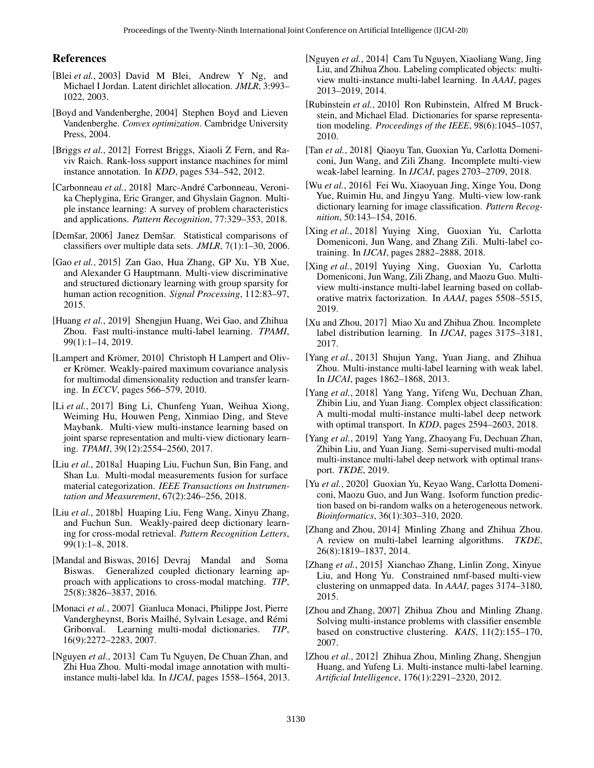## References

[Blei *et al.*, 2003] David M Blei, Andrew Y Ng, and Michael I Jordan. Latent dirichlet allocation. *JMLR*, 3:993–1022, 2003.

[Boyd and Vandenberghe, 2004] Stephen Boyd and Lieven Vandenberghe. *Convex optimization*. Cambridge University Press, 2004.

[Briggs *et al.*, 2012] Forrest Briggs, Xiaoli Z Fern, and Raviv Raich. Rank-loss support instance machines for miml instance annotation. In *KDD*, pages 534–542, 2012.

[Carbonneau *et al.*, 2018] Marc-André Carbonneau, Veronika Cheplygina, Eric Granger, and Ghyslain Gagnon. Multiple instance learning: A survey of problem characteristics and applications. *Pattern Recognition*, 77:329–353, 2018.

[Demšar, 2006] Janez Demšar. Statistical comparisons of classifiers over multiple data sets. *JMLR*, 7(1):1–30, 2006.

[Gao *et al.*, 2015] Zan Gao, Hua Zhang, GP Xu, YB Xue, and Alexander G Hauptmann. Multi-view discriminative and structured dictionary learning with group sparsity for human action recognition. *Signal Processing*, 112:83–97, 2015.

[Huang *et al.*, 2019] Shengjun Huang, Wei Gao, and Zhihua Zhou. Fast multi-instance multi-label learning. *TPAMI*, 99(1):1–14, 2019.

[Lampert and Krömer, 2010] Christoph H Lampert and Oliver Krömer. Weakly-paired maximum covariance analysis for multimodal dimensionality reduction and transfer learning. In *ECCV*, pages 566–579, 2010.

[Li *et al.*, 2017] Bing Li, Chunfeng Yuan, Weihua Xiong, Weiming Hu, Houwen Peng, Xinmiao Ding, and Steve Maybank. Multi-view multi-instance learning based on joint sparse representation and multi-view dictionary learning. *TPAMI*, 39(12):2554–2560, 2017.

[Liu *et al.*, 2018a] Huaping Liu, Fuchun Sun, Bin Fang, and Shan Lu. Multi-modal measurements fusion for surface material categorization. *IEEE Transactions on Instrumentation and Measurement*, 67(2):246–256, 2018.

[Liu *et al.*, 2018b] Huaping Liu, Feng Wang, Xinyu Zhang, and Fuchun Sun. Weakly-paired deep dictionary learning for cross-modal retrieval. *Pattern Recognition Letters*, 99(1):1–8, 2018.

[Mandal and Biswas, 2016] Devraj Mandal and Soma Biswas. Generalized coupled dictionary learning approach with applications to cross-modal matching. *TIP*, 25(8):3826–3837, 2016.

[Monaci *et al.*, 2007] Gianluca Monaci, Philippe Jost, Pierre Vandergheynst, Boris Mailhé, Sylvain Lesage, and Rémi Gribonval. Learning multi-modal dictionaries. *TIP*, 16(9):2272–2283, 2007.

[Nguyen *et al.*, 2013] Cam Tu Nguyen, De Chuan Zhan, and Zhi Hua Zhou. Multi-modal image annotation with multi-instance multi-label lda. In *IJCAI*, pages 1558–1564, 2013.

[Nguyen *et al.*, 2014] Cam Tu Nguyen, Xiaoliang Wang, Jing Liu, and Zhihua Zhou. Labeling complicated objects: multi-view multi-instance multi-label learning. In *AAAI*, pages 2013–2019, 2014.

[Rubinstein *et al.*, 2010] Ron Rubinstein, Alfred M Bruckstein, and Michael Elad. Dictionaries for sparse representation modeling. *Proceedings of the IEEE*, 98(6):1045–1057, 2010.

[Tan *et al.*, 2018] Qiaoyu Tan, Guoxian Yu, Carlotta Domeniconi, Jun Wang, and Zili Zhang. Incomplete multi-view weak-label learning. In *IJCAI*, pages 2703–2709, 2018.

[Wu *et al.*, 2016] Fei Wu, Xiaoyuan Jing, Xinge You, Dong Yue, Ruimin Hu, and Jingyu Yang. Multi-view low-rank dictionary learning for image classification. *Pattern Recognition*, 50:143–154, 2016.

[Xing *et al.*, 2018] Yuying Xing, Guoxian Yu, Carlotta Domeniconi, Jun Wang, and Zhang Zili. Multi-label co-training. In *IJCAI*, pages 2882–2888, 2018.

[Xing *et al.*, 2019] Yuying Xing, Guoxian Yu, Carlotta Domeniconi, Jun Wang, Zili Zhang, and Maozu Guo. Multi-view multi-instance multi-label learning based on collaborative matrix factorization. In *AAAI*, pages 5508–5515, 2019.

[Xu and Zhou, 2017] Miao Xu and Zhihua Zhou. Incomplete label distribution learning. In *IJCAI*, pages 3175–3181, 2017.

[Yang *et al.*, 2013] Shujun Yang, Yuan Jiang, and Zhihua Zhou. Multi-instance multi-label learning with weak label. In *IJCAI*, pages 1862–1868, 2013.

[Yang *et al.*, 2018] Yang Yang, Yifeng Wu, Dechuan Zhan, Zhibin Liu, and Yuan Jiang. Complex object classification: A multi-modal multi-instance multi-label deep network with optimal transport. In *KDD*, pages 2594–2603, 2018.

[Yang *et al.*, 2019] Yang Yang, Zhaoyang Fu, Dechuan Zhan, Zhibin Liu, and Yuan Jiang. Semi-supervised multi-modal multi-instance multi-label deep network with optimal transport. *TKDE*, 2019.

[Yu *et al.*, 2020] Guoxian Yu, Keyao Wang, Carlotta Domeniconi, Maozu Guo, and Jun Wang. Isoform function prediction based on bi-random walks on a heterogeneous network. *Bioinformatics*, 36(1):303–310, 2020.

[Zhang and Zhou, 2014] Minling Zhang and Zhihua Zhou. A review on multi-label learning algorithms. *TKDE*, 26(8):1819–1837, 2014.

[Zhang *et al.*, 2015] Xianchao Zhang, Linlin Zong, Xinyue Liu, and Hong Yu. Constrained nmf-based multi-view clustering on unmapped data. In *AAAI*, pages 3174–3180, 2015.

[Zhou and Zhang, 2007] Zhihua Zhou and Minling Zhang. Solving multi-instance problems with classifier ensemble based on constructive clustering. *KAIS*, 11(2):155–170, 2007.

[Zhou *et al.*, 2012] Zhihua Zhou, Minling Zhang, Shengjun Huang, and Yufeng Li. Multi-instance multi-label learning. *Artificial Intelligence*, 176(1):2291–2320, 2012.